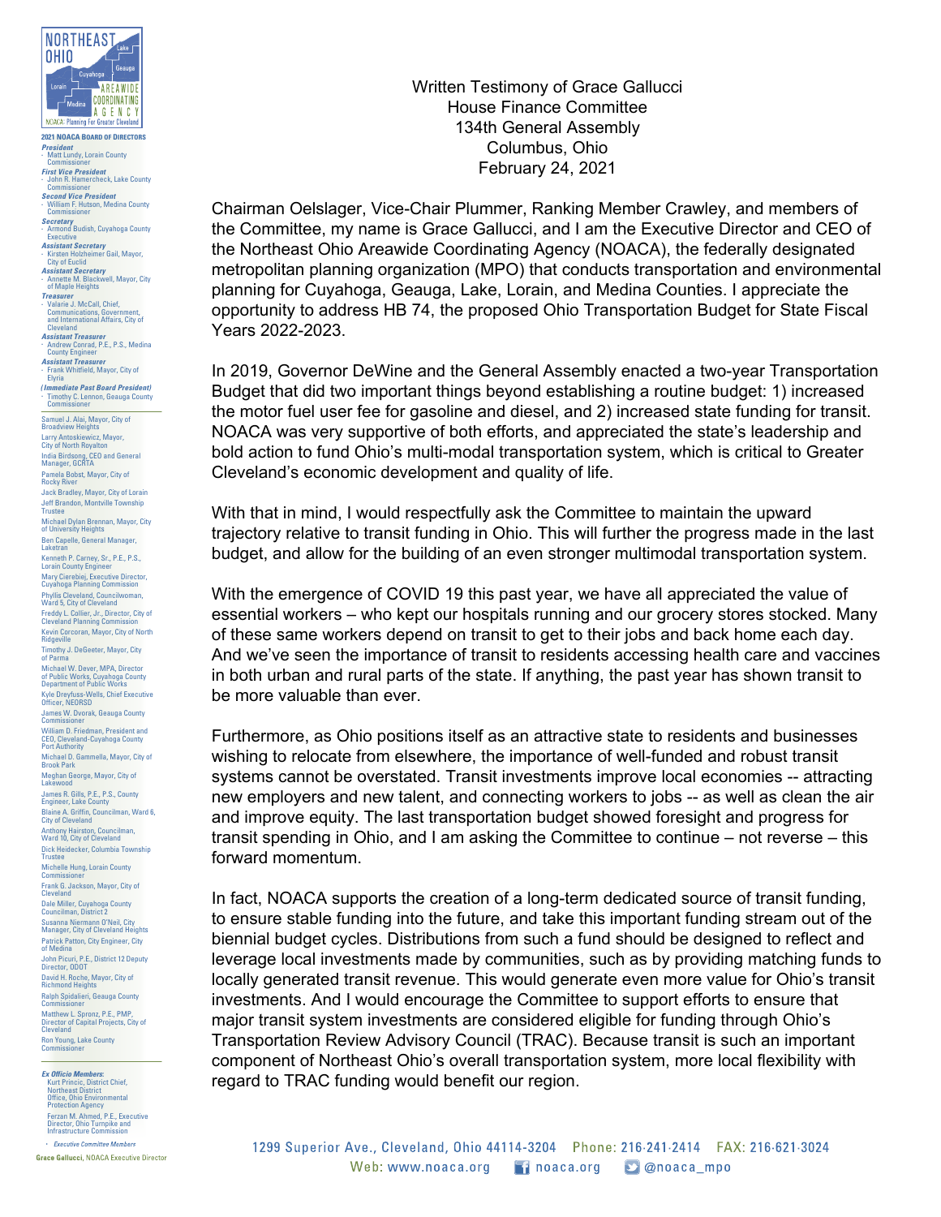NORTHEAST OHIO AREAWIDE COORDINATING AGENCY

NOACA: Planning For Greater Cleveland

**2021 NOACA BOARD OF DIRECTORS**

*President*
- Matt Lundy, Lorain County Commissioner

*First Vice President*
- John R. Hamercheck, Lake County Commissioner

*Second Vice President*
- William F. Hutson, Medina County Commissioner

*Secretary*
- Armond Budish, Cuyahoga County Executive

*Assistant Secretary*
- Kirsten Holzheimer Gail, Mayor, City of Euclid

*Assistant Secretary*
- Annette M. Blackwell, Mayor, City of Maple Heights

*Treasurer*
- Valarie J. McCall, Chief, Communications, Government, and International Affairs, City of Cleveland

*Assistant Treasurer*
- Andrew Conrad, P.E., P.S., Medina County Engineer

*Assistant Treasurer*
- Frank Whitfield, Mayor, City of Elyria

*(Immediate Past Board President)*
- Timothy C. Lennon, Geauga County Commissioner

Samuel J. Alai, Mayor, City of Broadview Heights
Larry Antoskiewicz, Mayor, City of North Royalton
India Birdsong, CEO and General Manager, GCRTA
Pamela Bobst, Mayor, City of Rocky River
Jack Bradley, Mayor, City of Lorain
Jeff Brandon, Montville Township Trustee
Michael Dylan Brennan, Mayor, City of University Heights
Ben Capelle, General Manager, Laketran
Kenneth P. Carney, Sr., P.E., P.S., Lorain County Engineer
Mary Cierebiej, Executive Director, Cuyahoga Planning Commission
Phyllis Cleveland, Councilwoman, Ward 5, City of Cleveland
Freddy L. Collier, Jr., Director, City of Cleveland Planning Commission
Kevin Corcoran, Mayor, City of North Ridgeville
Timothy J. DeGeeter, Mayor, City of Parma
Michael W. Dever, MPA, Director of Public Works, Cuyahoga County Department of Public Works
Kyle Dreyfuss-Wells, Chief Executive Officer, NEORSD
James W. Dvorak, Geauga County Commissioner
William D. Friedman, President and CEO, Cleveland-Cuyahoga County Port Authority
Michael D. Gammella, Mayor, City of Brook Park
Meghan George, Mayor, City of Lakewood
James R. Gills, P.E., P.S., County Engineer, Lake County
Blaine A. Griffin, Councilman, Ward 6, City of Cleveland
Anthony Hairston, Councilman, Ward 10, City of Cleveland
Dick Heidecker, Columbia Township Trustee
Michelle Hung, Lorain County Commissioner
Frank G. Jackson, Mayor, City of Cleveland
Dale Miller, Cuyahoga County Councilman, District 2
Susanna Niermann O'Neil, City Manager, City of Cleveland Heights
Patrick Patton, City Engineer, City of Medina
John Picuri, P.E., District 12 Deputy Director, ODOT
David H. Roche, Mayor, City of Richmond Heights
Ralph Spidalieri, Geauga County Commissioner
Matthew L. Spronz, P.E., PMP, Director of Capital Projects, City of Cleveland
Ron Young, Lake County Commissioner

*Ex Officio Members:*
Kurt Princic, District Chief, Northeast District Office, Ohio Environmental Protection Agency
Ferzan M. Ahmed, P.E., Executive Director, Ohio Turnpike and Infrastructure Commission

- *Executive Committee Members*

**Grace Gallucci**, NOACA Executive Director

Written Testimony of Grace Gallucci
House Finance Committee
134th General Assembly
Columbus, Ohio
February 24, 2021

Chairman Oelslager, Vice-Chair Plummer, Ranking Member Crawley, and members of the Committee, my name is Grace Gallucci, and I am the Executive Director and CEO of the Northeast Ohio Areawide Coordinating Agency (NOACA), the federally designated metropolitan planning organization (MPO) that conducts transportation and environmental planning for Cuyahoga, Geauga, Lake, Lorain, and Medina Counties. I appreciate the opportunity to address HB 74, the proposed Ohio Transportation Budget for State Fiscal Years 2022-2023.

In 2019, Governor DeWine and the General Assembly enacted a two-year Transportation Budget that did two important things beyond establishing a routine budget: 1) increased the motor fuel user fee for gasoline and diesel, and 2) increased state funding for transit. NOACA was very supportive of both efforts, and appreciated the state's leadership and bold action to fund Ohio's multi-modal transportation system, which is critical to Greater Cleveland's economic development and quality of life.

With that in mind, I would respectfully ask the Committee to maintain the upward trajectory relative to transit funding in Ohio. This will further the progress made in the last budget, and allow for the building of an even stronger multimodal transportation system.

With the emergence of COVID 19 this past year, we have all appreciated the value of essential workers – who kept our hospitals running and our grocery stores stocked. Many of these same workers depend on transit to get to their jobs and back home each day. And we've seen the importance of transit to residents accessing health care and vaccines in both urban and rural parts of the state. If anything, the past year has shown transit to be more valuable than ever.

Furthermore, as Ohio positions itself as an attractive state to residents and businesses wishing to relocate from elsewhere, the importance of well-funded and robust transit systems cannot be overstated. Transit investments improve local economies -- attracting new employers and new talent, and connecting workers to jobs -- as well as clean the air and improve equity. The last transportation budget showed foresight and progress for transit spending in Ohio, and I am asking the Committee to continue – not reverse – this forward momentum.

In fact, NOACA supports the creation of a long-term dedicated source of transit funding, to ensure stable funding into the future, and take this important funding stream out of the biennial budget cycles. Distributions from such a fund should be designed to reflect and leverage local investments made by communities, such as by providing matching funds to locally generated transit revenue. This would generate even more value for Ohio's transit investments. And I would encourage the Committee to support efforts to ensure that major transit system investments are considered eligible for funding through Ohio's Transportation Review Advisory Council (TRAC). Because transit is such an important component of Northeast Ohio's overall transportation system, more local flexibility with regard to TRAC funding would benefit our region.

1299 Superior Ave., Cleveland, Ohio 44114-3204 Phone: 216·241·2414 FAX: 216·621·3024
Web: www.noaca.org noaca.org @noaca_mpo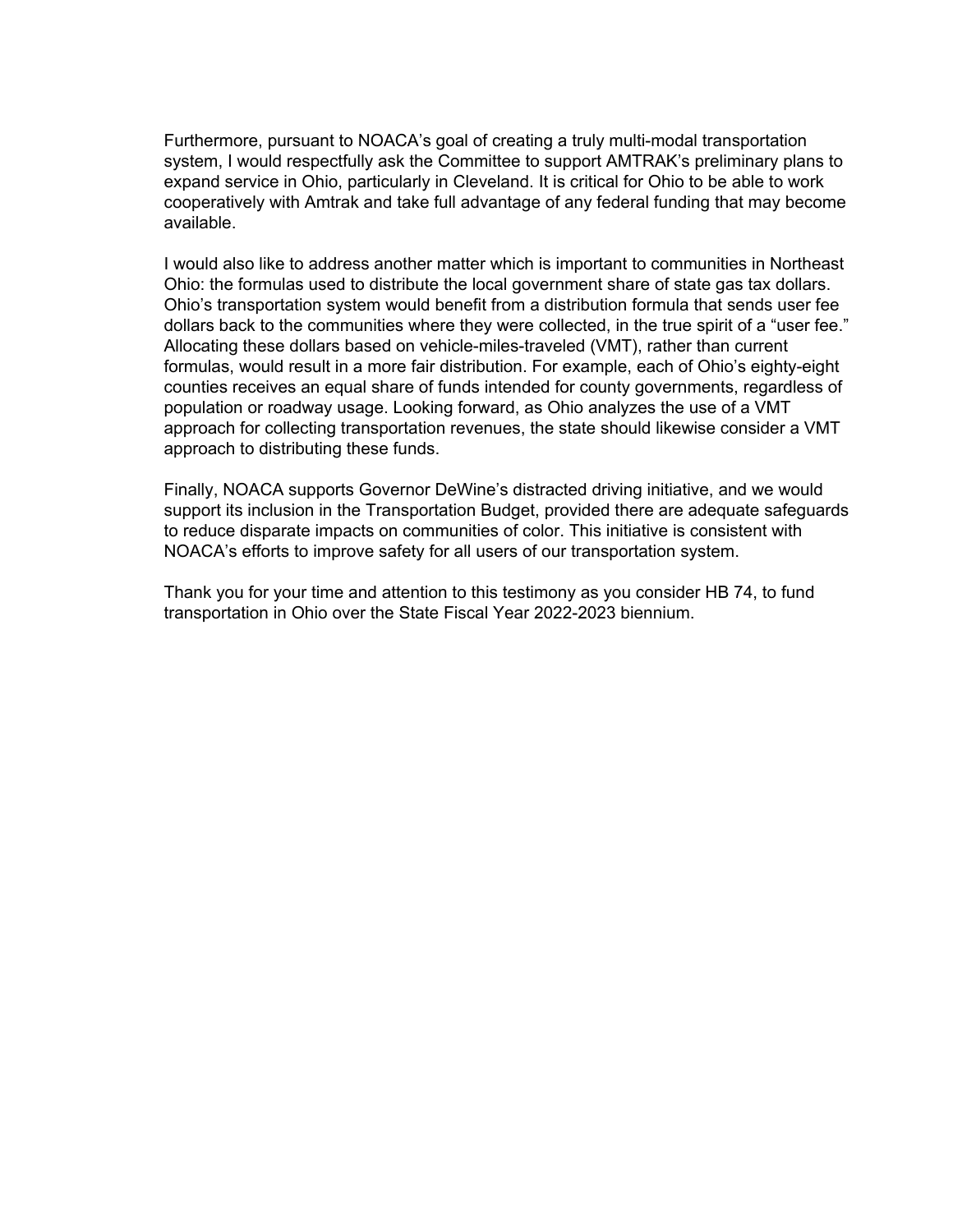Furthermore, pursuant to NOACA's goal of creating a truly multi-modal transportation system, I would respectfully ask the Committee to support AMTRAK's preliminary plans to expand service in Ohio, particularly in Cleveland. It is critical for Ohio to be able to work cooperatively with Amtrak and take full advantage of any federal funding that may become available.

I would also like to address another matter which is important to communities in Northeast Ohio: the formulas used to distribute the local government share of state gas tax dollars. Ohio's transportation system would benefit from a distribution formula that sends user fee dollars back to the communities where they were collected, in the true spirit of a "user fee." Allocating these dollars based on vehicle-miles-traveled (VMT), rather than current formulas, would result in a more fair distribution. For example, each of Ohio's eighty-eight counties receives an equal share of funds intended for county governments, regardless of population or roadway usage. Looking forward, as Ohio analyzes the use of a VMT approach for collecting transportation revenues, the state should likewise consider a VMT approach to distributing these funds.

Finally, NOACA supports Governor DeWine's distracted driving initiative, and we would support its inclusion in the Transportation Budget, provided there are adequate safeguards to reduce disparate impacts on communities of color. This initiative is consistent with NOACA's efforts to improve safety for all users of our transportation system.

Thank you for your time and attention to this testimony as you consider HB 74, to fund transportation in Ohio over the State Fiscal Year 2022-2023 biennium.